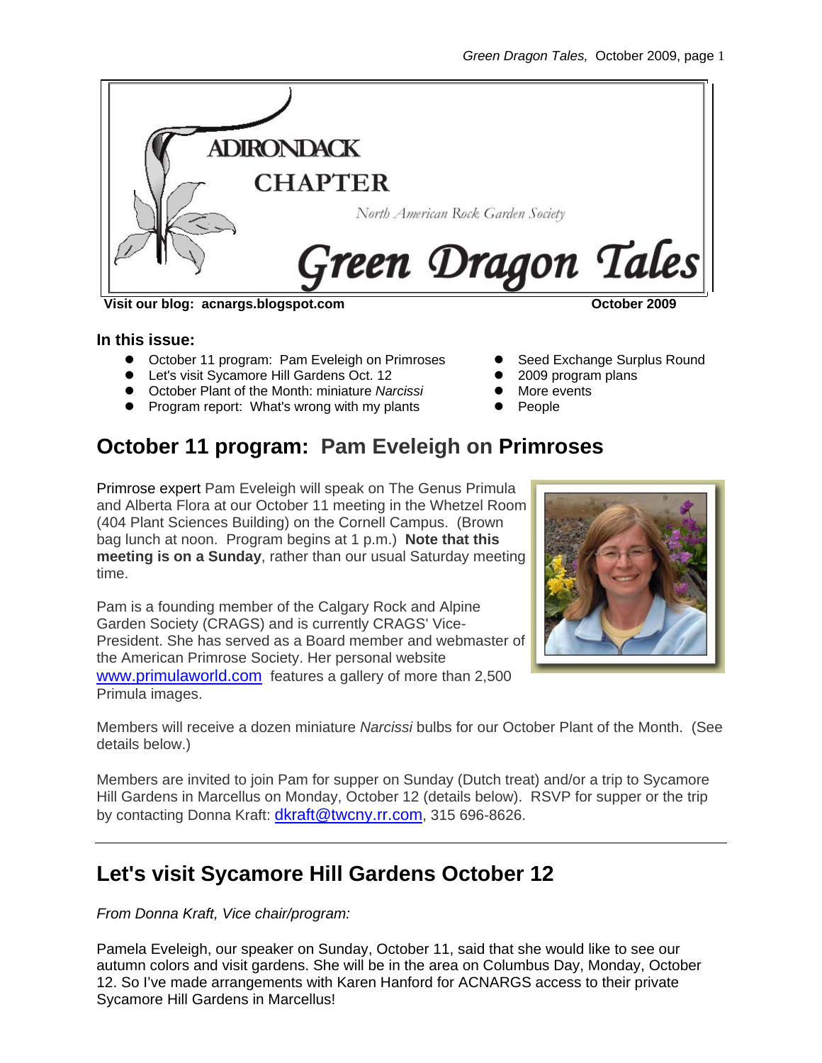# ADIRONDACK CHAPTER

North American Rock Garden Society

# Green Dragon Tales

**Visit our blog: acnargs.blogspot.com** **October 2009**

**In this issue:**

- October 11 program: Pam Eveleigh on Primroses
- Let's visit Sycamore Hill Gardens Oct. 12
- October Plant of the Month: miniature *Narcissi*
- Program report: What's wrong with my plants
- Seed Exchange Surplus Round
- 2009 program plans
- More events
- People

## October 11 program: Pam Eveleigh on Primroses

Primrose expert Pam Eveleigh will speak on The Genus Primula and Alberta Flora at our October 11 meeting in the Whetzel Room (404 Plant Sciences Building) on the Cornell Campus. (Brown bag lunch at noon. Program begins at 1 p.m.) **Note that this meeting is on a Sunday**, rather than our usual Saturday meeting time.

Pam is a founding member of the Calgary Rock and Alpine Garden Society (CRAGS) and is currently CRAGS' Vice-President. She has served as a Board member and webmaster of the American Primrose Society. Her personal website www.primulaworld.com features a gallery of more than 2,500 Primula images.

Members will receive a dozen miniature *Narcissi* bulbs for our October Plant of the Month. (See details below.)

Members are invited to join Pam for supper on Sunday (Dutch treat) and/or a trip to Sycamore Hill Gardens in Marcellus on Monday, October 12 (details below). RSVP for supper or the trip by contacting Donna Kraft: dkraft@twcny.rr.com, 315 696-8626.

## Let's visit Sycamore Hill Gardens October 12

*From Donna Kraft, Vice chair/program:*

Pamela Eveleigh, our speaker on Sunday, October 11, said that she would like to see our autumn colors and visit gardens. She will be in the area on Columbus Day, Monday, October 12. So I've made arrangements with Karen Hanford for ACNARGS access to their private Sycamore Hill Gardens in Marcellus!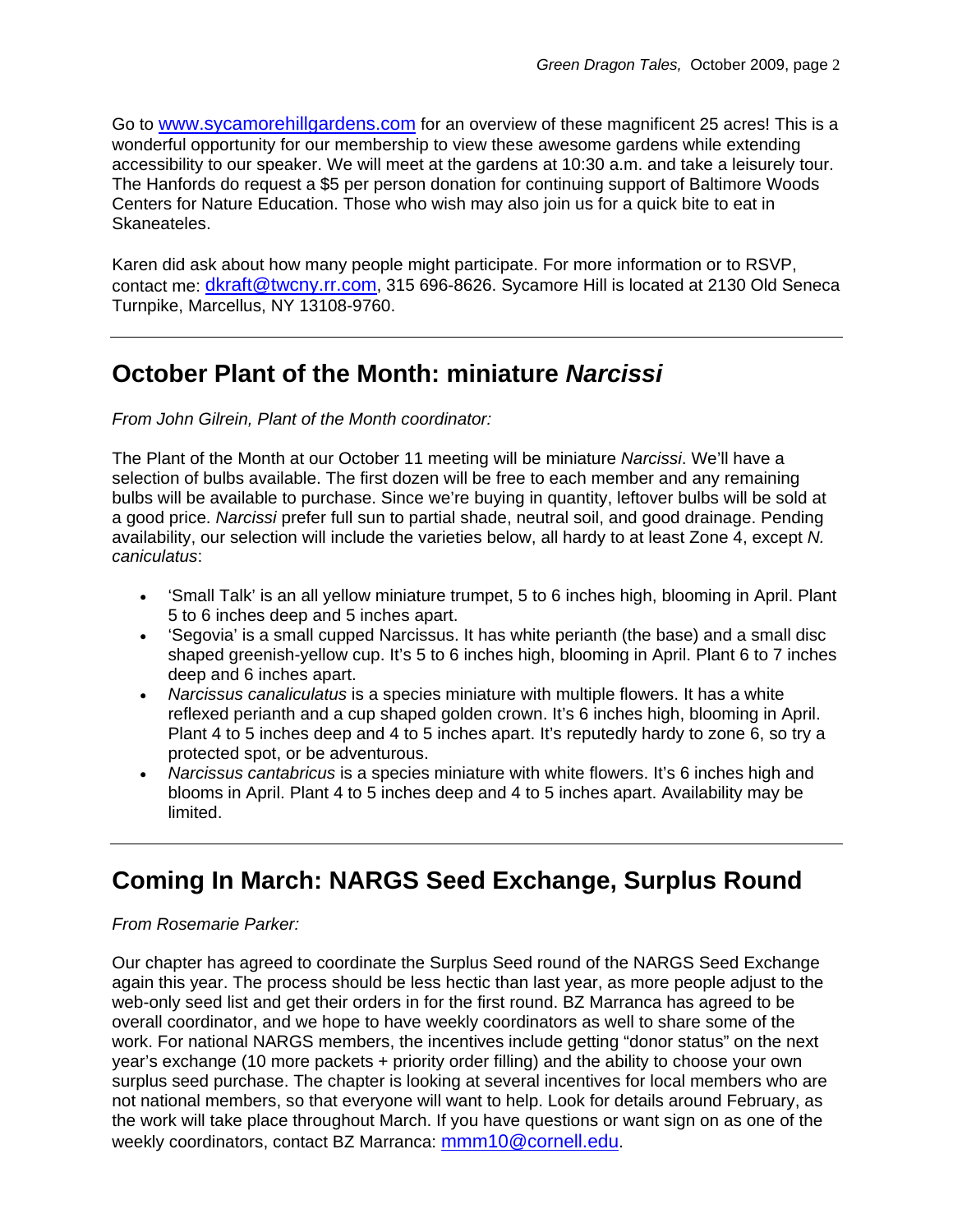Go to www.sycamorehillgardens.com for an overview of these magnificent 25 acres! This is a wonderful opportunity for our membership to view these awesome gardens while extending accessibility to our speaker. We will meet at the gardens at 10:30 a.m. and take a leisurely tour. The Hanfords do request a $5 per person donation for continuing support of Baltimore Woods Centers for Nature Education. Those who wish may also join us for a quick bite to eat in Skaneateles.

Karen did ask about how many people might participate. For more information or to RSVP, contact me: dkraft@twcny.rr.com, 315 696-8626. Sycamore Hill is located at 2130 Old Seneca Turnpike, Marcellus, NY 13108-9760.

---

## October Plant of the Month: miniature *Narcissi*

*From John Gilrein, Plant of the Month coordinator:*

The Plant of the Month at our October 11 meeting will be miniature *Narcissi*. We'll have a selection of bulbs available. The first dozen will be free to each member and any remaining bulbs will be available to purchase. Since we're buying in quantity, leftover bulbs will be sold at a good price. *Narcissi* prefer full sun to partial shade, neutral soil, and good drainage. Pending availability, our selection will include the varieties below, all hardy to at least Zone 4, except *N. caniculatus*:

- 'Small Talk' is an all yellow miniature trumpet, 5 to 6 inches high, blooming in April. Plant 5 to 6 inches deep and 5 inches apart.
- 'Segovia' is a small cupped Narcissus. It has white perianth (the base) and a small disc shaped greenish-yellow cup. It's 5 to 6 inches high, blooming in April. Plant 6 to 7 inches deep and 6 inches apart.
- *Narcissus canaliculatus* is a species miniature with multiple flowers. It has a white reflexed perianth and a cup shaped golden crown. It's 6 inches high, blooming in April. Plant 4 to 5 inches deep and 4 to 5 inches apart. It's reputedly hardy to zone 6, so try a protected spot, or be adventurous.
- *Narcissus cantabricus* is a species miniature with white flowers. It's 6 inches high and blooms in April. Plant 4 to 5 inches deep and 4 to 5 inches apart. Availability may be limited.

---

## Coming In March: NARGS Seed Exchange, Surplus Round

*From Rosemarie Parker:*

Our chapter has agreed to coordinate the Surplus Seed round of the NARGS Seed Exchange again this year. The process should be less hectic than last year, as more people adjust to the web-only seed list and get their orders in for the first round. BZ Marranca has agreed to be overall coordinator, and we hope to have weekly coordinators as well to share some of the work. For national NARGS members, the incentives include getting "donor status" on the next year's exchange (10 more packets + priority order filling) and the ability to choose your own surplus seed purchase. The chapter is looking at several incentives for local members who are not national members, so that everyone will want to help. Look for details around February, as the work will take place throughout March. If you have questions or want sign on as one of the weekly coordinators, contact BZ Marranca: mmm10@cornell.edu.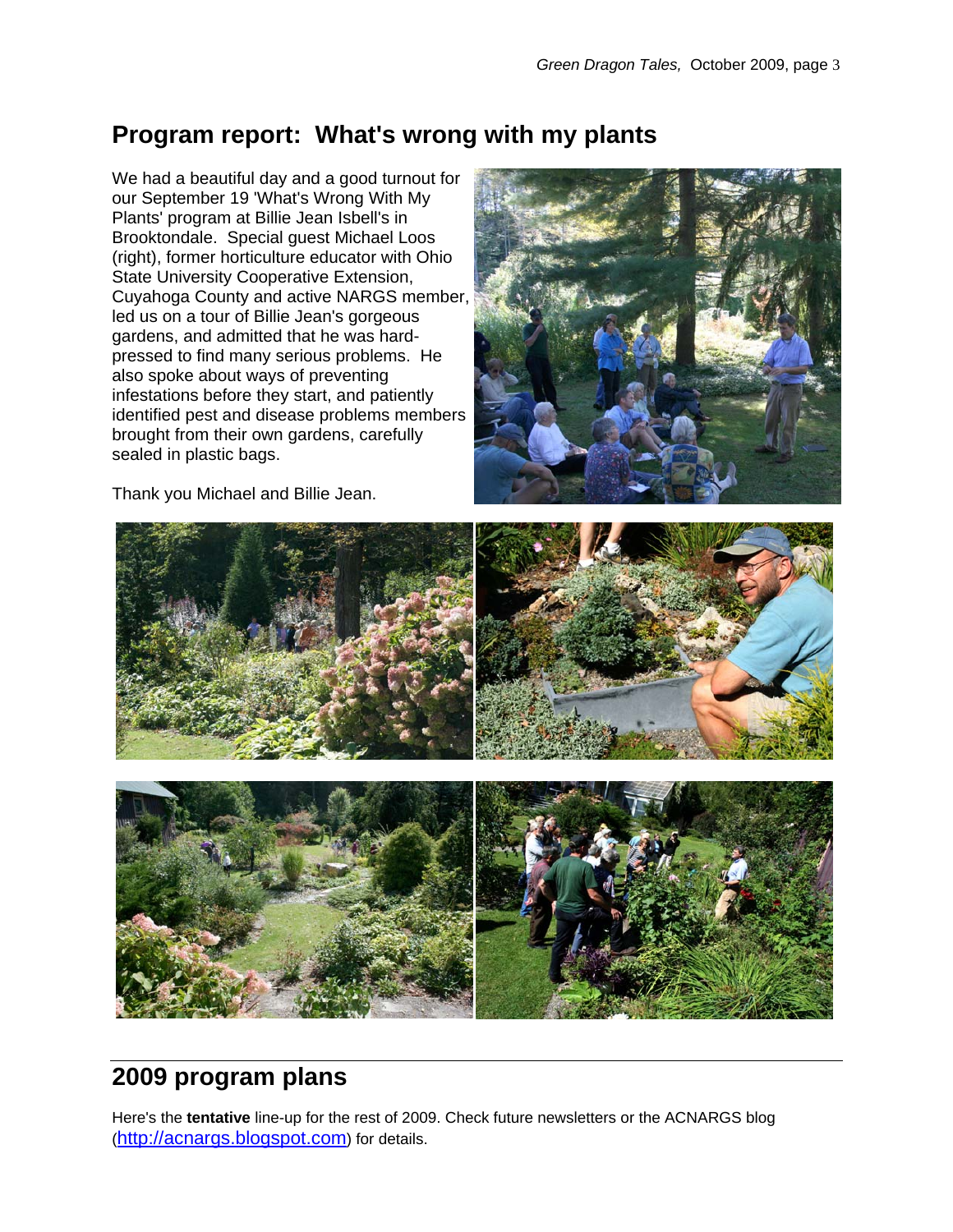## Program report: What's wrong with my plants

We had a beautiful day and a good turnout for our September 19 'What's Wrong With My Plants' program at Billie Jean Isbell's in Brooktondale. Special guest Michael Loos (right), former horticulture educator with Ohio State University Cooperative Extension, Cuyahoga County and active NARGS member, led us on a tour of Billie Jean's gorgeous gardens, and admitted that he was hard-pressed to find many serious problems. He also spoke about ways of preventing infestations before they start, and patiently identified pest and disease problems members brought from their own gardens, carefully sealed in plastic bags.

Thank you Michael and Billie Jean.

## 2009 program plans

Here's the **tentative** line-up for the rest of 2009. Check future newsletters or the ACNARGS blog (http://acnargs.blogspot.com) for details.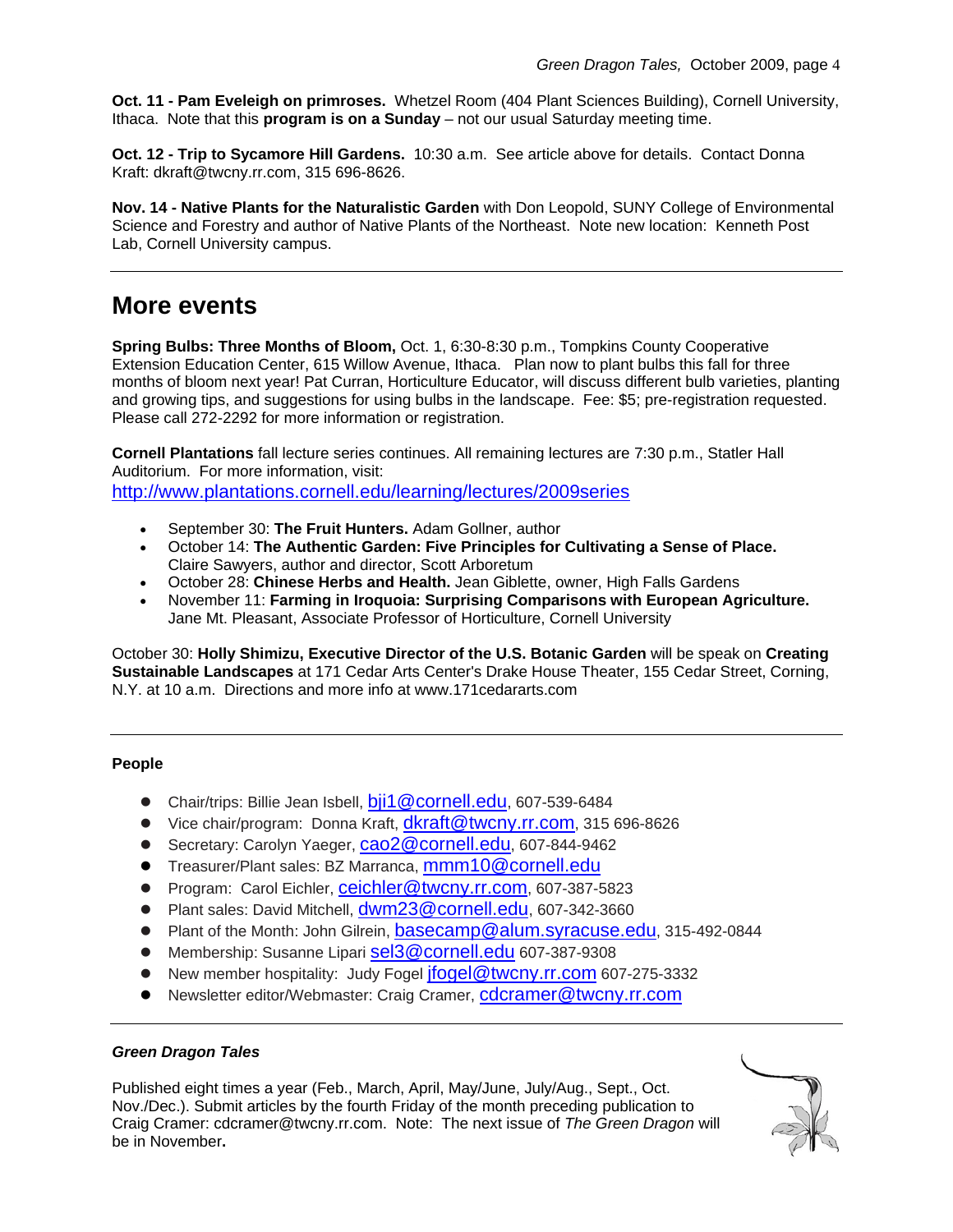**Oct. 11 - Pam Eveleigh on primroses.** Whetzel Room (404 Plant Sciences Building), Cornell University, Ithaca. Note that this **program is on a Sunday** – not our usual Saturday meeting time.

**Oct. 12 - Trip to Sycamore Hill Gardens.** 10:30 a.m. See article above for details. Contact Donna Kraft: dkraft@twcny.rr.com, 315 696-8626.

**Nov. 14 - Native Plants for the Naturalistic Garden** with Don Leopold, SUNY College of Environmental Science and Forestry and author of Native Plants of the Northeast. Note new location: Kenneth Post Lab, Cornell University campus.

---

## More events

**Spring Bulbs: Three Months of Bloom,** Oct. 1, 6:30-8:30 p.m., Tompkins County Cooperative Extension Education Center, 615 Willow Avenue, Ithaca. Plan now to plant bulbs this fall for three months of bloom next year! Pat Curran, Horticulture Educator, will discuss different bulb varieties, planting and growing tips, and suggestions for using bulbs in the landscape. Fee: $5; pre-registration requested. Please call 272-2292 for more information or registration.

**Cornell Plantations** fall lecture series continues. All remaining lectures are 7:30 p.m., Statler Hall Auditorium. For more information, visit: http://www.plantations.cornell.edu/learning/lectures/2009series

- September 30: **The Fruit Hunters.** Adam Gollner, author
- October 14: **The Authentic Garden: Five Principles for Cultivating a Sense of Place.** Claire Sawyers, author and director, Scott Arboretum
- October 28: **Chinese Herbs and Health.** Jean Giblette, owner, High Falls Gardens
- November 11: **Farming in Iroquoia: Surprising Comparisons with European Agriculture.** Jane Mt. Pleasant, Associate Professor of Horticulture, Cornell University

October 30: **Holly Shimizu, Executive Director of the U.S. Botanic Garden** will be speak on **Creating Sustainable Landscapes** at 171 Cedar Arts Center's Drake House Theater, 155 Cedar Street, Corning, N.Y. at 10 a.m. Directions and more info at www.171cedararts.com

---

**People**

- Chair/trips: Billie Jean Isbell, bji1@cornell.edu, 607-539-6484
- Vice chair/program: Donna Kraft, dkraft@twcny.rr.com, 315 696-8626
- Secretary: Carolyn Yaeger, cao2@cornell.edu, 607-844-9462
- Treasurer/Plant sales: BZ Marranca, mmm10@cornell.edu
- Program: Carol Eichler, ceichler@twcny.rr.com, 607-387-5823
- Plant sales: David Mitchell, dwm23@cornell.edu, 607-342-3660
- Plant of the Month: John Gilrein, basecamp@alum.syracuse.edu, 315-492-0844
- Membership: Susanne Lipari sel3@cornell.edu 607-387-9308
- New member hospitality: Judy Fogel jfogel@twcny.rr.com 607-275-3332
- Newsletter editor/Webmaster: Craig Cramer, cdcramer@twcny.rr.com

---

***Green Dragon Tales***

Published eight times a year (Feb., March, April, May/June, July/Aug., Sept., Oct. Nov./Dec.). Submit articles by the fourth Friday of the month preceding publication to Craig Cramer: cdcramer@twcny.rr.com. Note: The next issue of *The Green Dragon* will be in November**.**